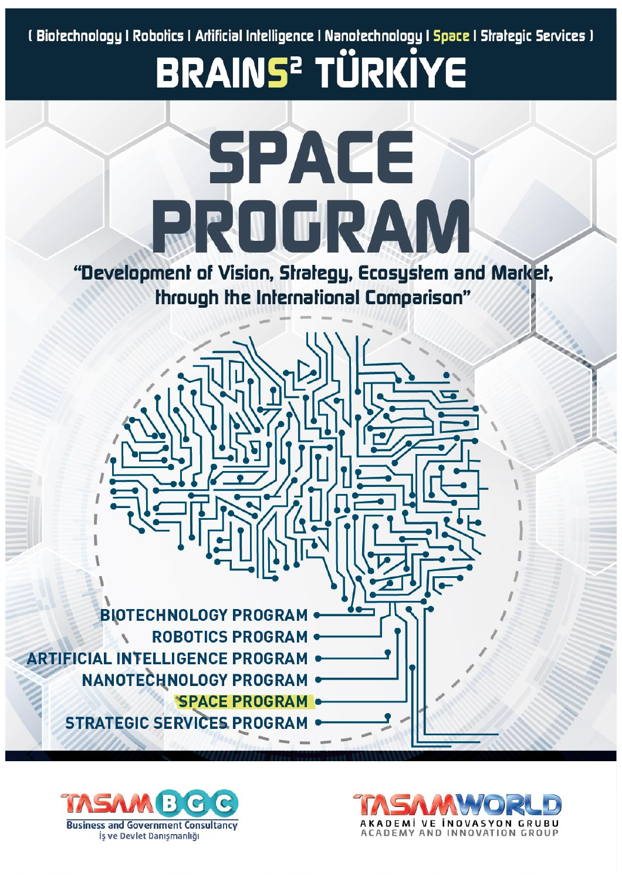( Biotechnology I Robotics I Artificial Intelligence I Nanotechnology I Space I Strategic Services )

# BRAINS² TÜRKİYE

# SPACE PROGRAM

**"Development of Vision, Strategy, Ecosystem and Market, through the International Comparison"**

- BIOTECHNOLOGY PROGRAM
- ROBOTICS PROGRAM
- ARTIFICIAL INTELLIGENCE PROGRAM
- NANOTECHNOLOGY PROGRAM
- SPACE PROGRAM
- STRATEGIC SERVICES PROGRAM

TASAM BGC
Business and Government Consultancy
İş ve Devlet Danışmanlığı

TASAMWORLD
AKADEMİ VE İNOVASYON GRUBU
ACADEMY AND INNOVATION GROUP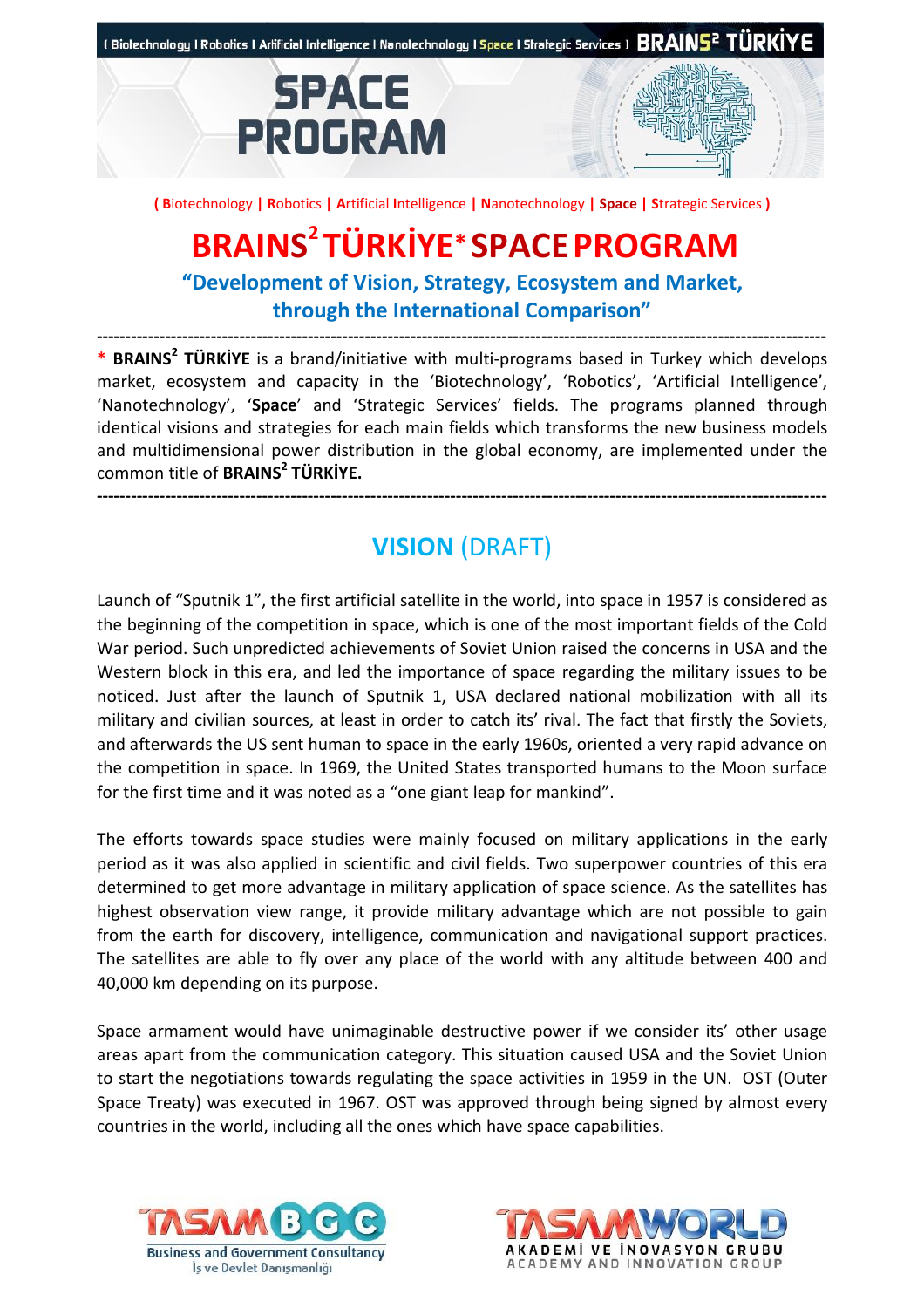**( Biotechnology | Robotics | Artificial Intelligence | Nanotechnology | Space | Strategic Services )**

# BRAINS² TÜRKİYE* SPACE PROGRAM

## "Development of Vision, Strategy, Ecosystem and Market, through the International Comparison"

---

**\* BRAINS² TÜRKİYE** is a brand/initiative with multi-programs based in Turkey which develops market, ecosystem and capacity in the 'Biotechnology', 'Robotics', 'Artificial Intelligence', 'Nanotechnology', '**Space**' and 'Strategic Services' fields. The programs planned through identical visions and strategies for each main fields which transforms the new business models and multidimensional power distribution in the global economy, are implemented under the common title of **BRAINS² TÜRKİYE.**

---

## VISION (DRAFT)

Launch of "Sputnik 1", the first artificial satellite in the world, into space in 1957 is considered as the beginning of the competition in space, which is one of the most important fields of the Cold War period. Such unpredicted achievements of Soviet Union raised the concerns in USA and the Western block in this era, and led the importance of space regarding the military issues to be noticed. Just after the launch of Sputnik 1, USA declared national mobilization with all its military and civilian sources, at least in order to catch its' rival. The fact that firstly the Soviets, and afterwards the US sent human to space in the early 1960s, oriented a very rapid advance on the competition in space. In 1969, the United States transported humans to the Moon surface for the first time and it was noted as a "one giant leap for mankind".

The efforts towards space studies were mainly focused on military applications in the early period as it was also applied in scientific and civil fields. Two superpower countries of this era determined to get more advantage in military application of space science. As the satellites has highest observation view range, it provide military advantage which are not possible to gain from the earth for discovery, intelligence, communication and navigational support practices. The satellites are able to fly over any place of the world with any altitude between 400 and 40,000 km depending on its purpose.

Space armament would have unimaginable destructive power if we consider its' other usage areas apart from the communication category. This situation caused USA and the Soviet Union to start the negotiations towards regulating the space activities in 1959 in the UN. OST (Outer Space Treaty) was executed in 1967. OST was approved through being signed by almost every countries in the world, including all the ones which have space capabilities.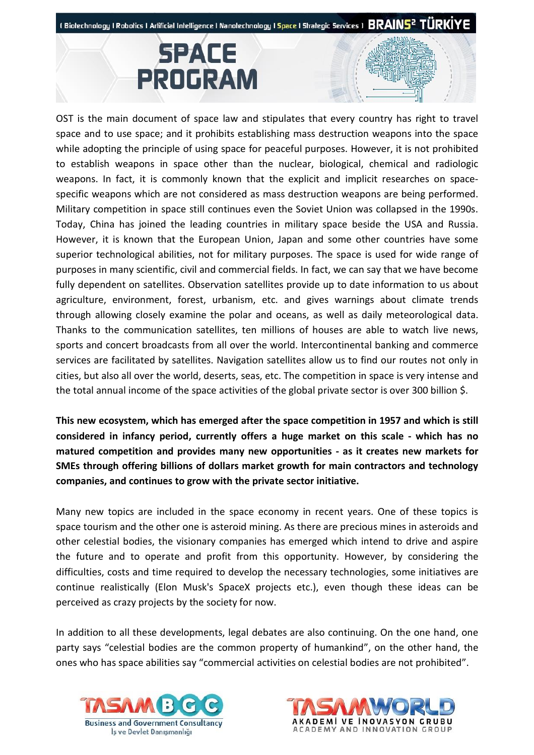OST is the main document of space law and stipulates that every country has right to travel space and to use space; and it prohibits establishing mass destruction weapons into the space while adopting the principle of using space for peaceful purposes. However, it is not prohibited to establish weapons in space other than the nuclear, biological, chemical and radiologic weapons. In fact, it is commonly known that the explicit and implicit researches on space-specific weapons which are not considered as mass destruction weapons are being performed. Military competition in space still continues even the Soviet Union was collapsed in the 1990s. Today, China has joined the leading countries in military space beside the USA and Russia. However, it is known that the European Union, Japan and some other countries have some superior technological abilities, not for military purposes. The space is used for wide range of purposes in many scientific, civil and commercial fields. In fact, we can say that we have become fully dependent on satellites. Observation satellites provide up to date information to us about agriculture, environment, forest, urbanism, etc. and gives warnings about climate trends through allowing closely examine the polar and oceans, as well as daily meteorological data. Thanks to the communication satellites, ten millions of houses are able to watch live news, sports and concert broadcasts from all over the world. Intercontinental banking and commerce services are facilitated by satellites. Navigation satellites allow us to find our routes not only in cities, but also all over the world, deserts, seas, etc. The competition in space is very intense and the total annual income of the space activities of the global private sector is over 300 billion $.

**This new ecosystem, which has emerged after the space competition in 1957 and which is still considered in infancy period, currently offers a huge market on this scale - which has no matured competition and provides many new opportunities - as it creates new markets for SMEs through offering billions of dollars market growth for main contractors and technology companies, and continues to grow with the private sector initiative.**

Many new topics are included in the space economy in recent years. One of these topics is space tourism and the other one is asteroid mining. As there are precious mines in asteroids and other celestial bodies, the visionary companies has emerged which intend to drive and aspire the future and to operate and profit from this opportunity. However, by considering the difficulties, costs and time required to develop the necessary technologies, some initiatives are continue realistically (Elon Musk's SpaceX projects etc.), even though these ideas can be perceived as crazy projects by the society for now.

In addition to all these developments, legal debates are also continuing. On the one hand, one party says “celestial bodies are the common property of humankind”, on the other hand, the ones who has space abilities say “commercial activities on celestial bodies are not prohibited”.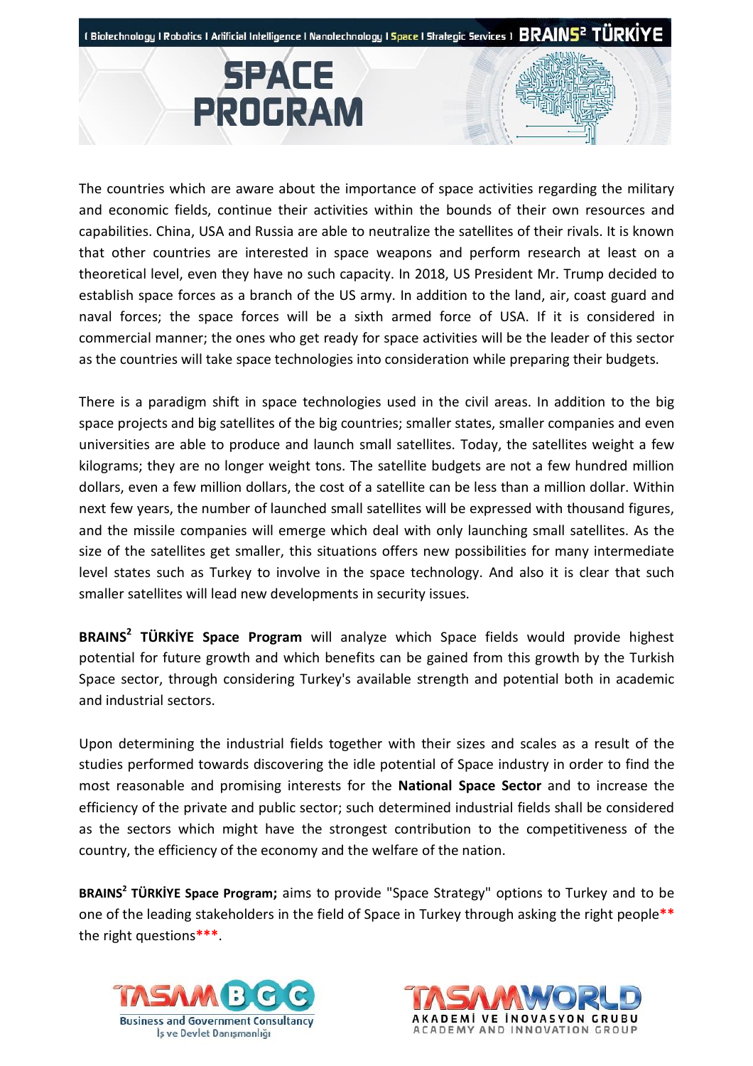# SPACE PROGRAM

The countries which are aware about the importance of space activities regarding the military and economic fields, continue their activities within the bounds of their own resources and capabilities. China, USA and Russia are able to neutralize the satellites of their rivals. It is known that other countries are interested in space weapons and perform research at least on a theoretical level, even they have no such capacity. In 2018, US President Mr. Trump decided to establish space forces as a branch of the US army. In addition to the land, air, coast guard and naval forces; the space forces will be a sixth armed force of USA. If it is considered in commercial manner; the ones who get ready for space activities will be the leader of this sector as the countries will take space technologies into consideration while preparing their budgets.

There is a paradigm shift in space technologies used in the civil areas. In addition to the big space projects and big satellites of the big countries; smaller states, smaller companies and even universities are able to produce and launch small satellites. Today, the satellites weight a few kilograms; they are no longer weight tons. The satellite budgets are not a few hundred million dollars, even a few million dollars, the cost of a satellite can be less than a million dollar. Within next few years, the number of launched small satellites will be expressed with thousand figures, and the missile companies will emerge which deal with only launching small satellites. As the size of the satellites get smaller, this situations offers new possibilities for many intermediate level states such as Turkey to involve in the space technology. And also it is clear that such smaller satellites will lead new developments in security issues.

**BRAINS² TÜRKİYE Space Program** will analyze which Space fields would provide highest potential for future growth and which benefits can be gained from this growth by the Turkish Space sector, through considering Turkey's available strength and potential both in academic and industrial sectors.

Upon determining the industrial fields together with their sizes and scales as a result of the studies performed towards discovering the idle potential of Space industry in order to find the most reasonable and promising interests for the **National Space Sector** and to increase the efficiency of the private and public sector; such determined industrial fields shall be considered as the sectors which might have the strongest contribution to the competitiveness of the country, the efficiency of the economy and the welfare of the nation.

**BRAINS² TÜRKİYE Space Program;** aims to provide "Space Strategy" options to Turkey and to be one of the leading stakeholders in the field of Space in Turkey through asking the right people**** the right questions*****.

TASAM BGC Business and Government Consultancy İş ve Devlet Danışmanlığı

TASAMWORLD Akademi ve İnovasyon Grubu Academy and Innovation Group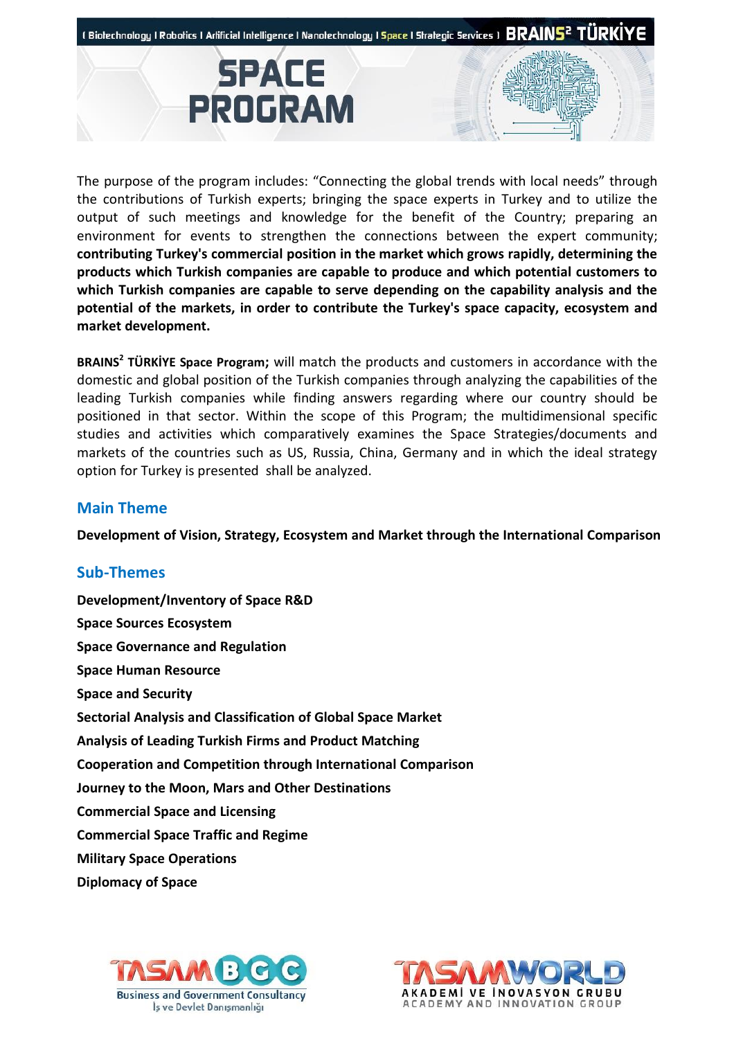# SPACE PROGRAM

The purpose of the program includes: "Connecting the global trends with local needs" through the contributions of Turkish experts; bringing the space experts in Turkey and to utilize the output of such meetings and knowledge for the benefit of the Country; preparing an environment for events to strengthen the connections between the expert community; **contributing Turkey's commercial position in the market which grows rapidly, determining the products which Turkish companies are capable to produce and which potential customers to which Turkish companies are capable to serve depending on the capability analysis and the potential of the markets, in order to contribute the Turkey's space capacity, ecosystem and market development.**

**BRAINS[2] TÜRKİYE Space Program;** will match the products and customers in accordance with the domestic and global position of the Turkish companies through analyzing the capabilities of the leading Turkish companies while finding answers regarding where our country should be positioned in that sector. Within the scope of this Program; the multidimensional specific studies and activities which comparatively examines the Space Strategies/documents and markets of the countries such as US, Russia, China, Germany and in which the ideal strategy option for Turkey is presented shall be analyzed.

## Main Theme

**Development of Vision, Strategy, Ecosystem and Market through the International Comparison**

## Sub-Themes

**Development/Inventory of Space R&D**
**Space Sources Ecosystem**
**Space Governance and Regulation**
**Space Human Resource**
**Space and Security**
**Sectorial Analysis and Classification of Global Space Market**
**Analysis of Leading Turkish Firms and Product Matching**
**Cooperation and Competition through International Comparison**
**Journey to the Moon, Mars and Other Destinations**
**Commercial Space and Licensing**
**Commercial Space Traffic and Regime**
**Military Space Operations**
**Diplomacy of Space**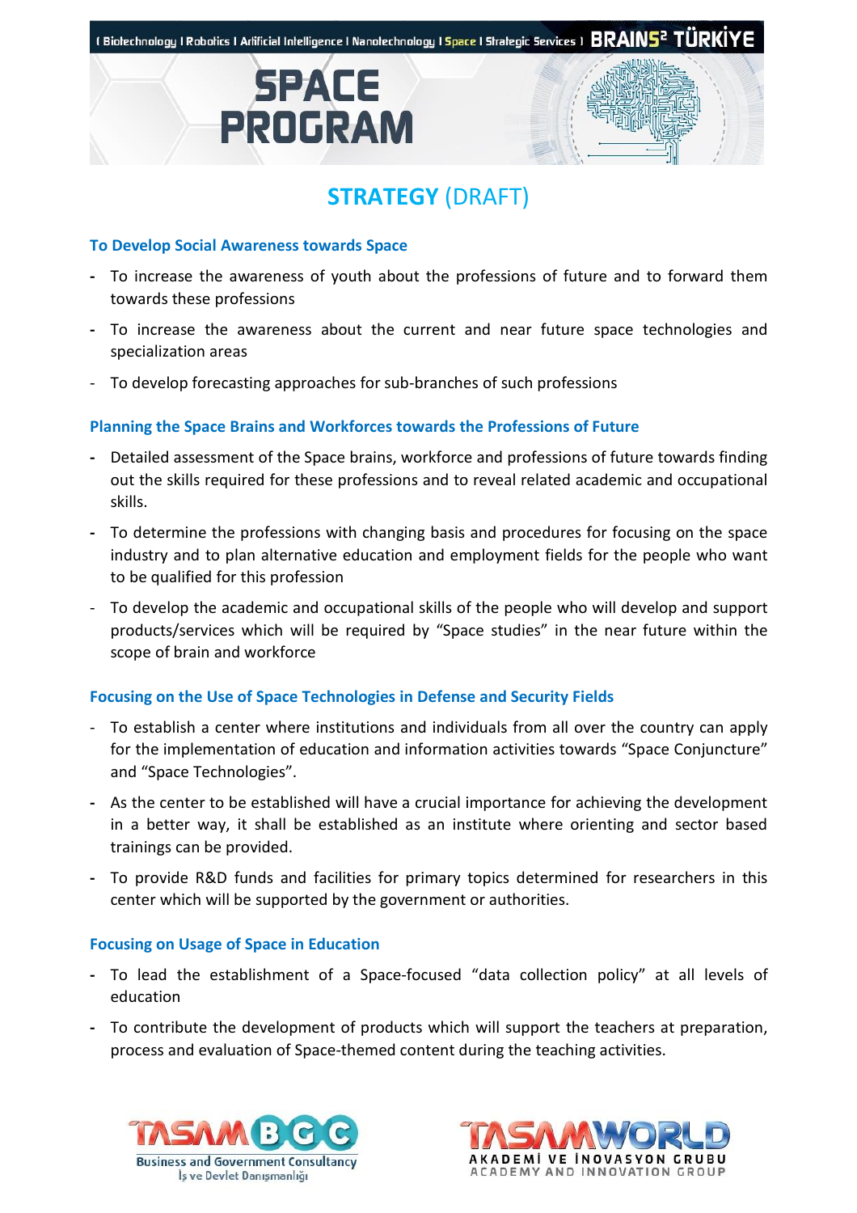# SPACE PROGRAM

## STRATEGY (DRAFT)

### To Develop Social Awareness towards Space

- To increase the awareness of youth about the professions of future and to forward them towards these professions
- To increase the awareness about the current and near future space technologies and specialization areas
- To develop forecasting approaches for sub-branches of such professions

### Planning the Space Brains and Workforces towards the Professions of Future

- Detailed assessment of the Space brains, workforce and professions of future towards finding out the skills required for these professions and to reveal related academic and occupational skills.
- To determine the professions with changing basis and procedures for focusing on the space industry and to plan alternative education and employment fields for the people who want to be qualified for this profession
- To develop the academic and occupational skills of the people who will develop and support products/services which will be required by "Space studies" in the near future within the scope of brain and workforce

### Focusing on the Use of Space Technologies in Defense and Security Fields

- To establish a center where institutions and individuals from all over the country can apply for the implementation of education and information activities towards "Space Conjuncture" and "Space Technologies".
- As the center to be established will have a crucial importance for achieving the development in a better way, it shall be established as an institute where orienting and sector based trainings can be provided.
- To provide R&D funds and facilities for primary topics determined for researchers in this center which will be supported by the government or authorities.

### Focusing on Usage of Space in Education

- To lead the establishment of a Space-focused "data collection policy" at all levels of education
- To contribute the development of products which will support the teachers at preparation, process and evaluation of Space-themed content during the teaching activities.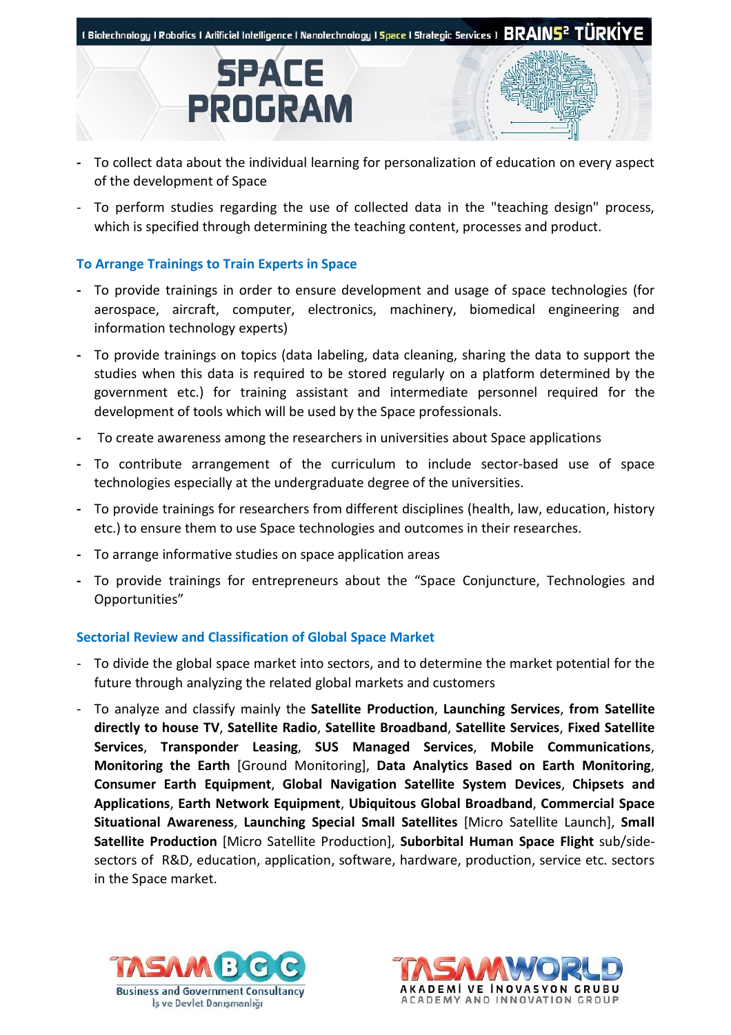- To collect data about the individual learning for personalization of education on every aspect of the development of Space
- To perform studies regarding the use of collected data in the "teaching design" process, which is specified through determining the teaching content, processes and product.

### To Arrange Trainings to Train Experts in Space

- To provide trainings in order to ensure development and usage of space technologies (for aerospace, aircraft, computer, electronics, machinery, biomedical engineering and information technology experts)
- To provide trainings on topics (data labeling, data cleaning, sharing the data to support the studies when this data is required to be stored regularly on a platform determined by the government etc.) for training assistant and intermediate personnel required for the development of tools which will be used by the Space professionals.
- To create awareness among the researchers in universities about Space applications
- To contribute arrangement of the curriculum to include sector-based use of space technologies especially at the undergraduate degree of the universities.
- To provide trainings for researchers from different disciplines (health, law, education, history etc.) to ensure them to use Space technologies and outcomes in their researches.
- To arrange informative studies on space application areas
- To provide trainings for entrepreneurs about the “Space Conjuncture, Technologies and Opportunities”

### Sectorial Review and Classification of Global Space Market

- To divide the global space market into sectors, and to determine the market potential for the future through analyzing the related global markets and customers
- To analyze and classify mainly the **Satellite Production**, **Launching Services**, **from Satellite directly to house TV**, **Satellite Radio**, **Satellite Broadband**, **Satellite Services**, **Fixed Satellite Services**, **Transponder Leasing**, **SUS Managed Services**, **Mobile Communications**, **Monitoring the Earth** [Ground Monitoring], **Data Analytics Based on Earth Monitoring**, **Consumer Earth Equipment**, **Global Navigation Satellite System Devices**, **Chipsets and Applications**, **Earth Network Equipment**, **Ubiquitous Global Broadband**, **Commercial Space Situational Awareness**, **Launching Special Small Satellites** [Micro Satellite Launch], **Small Satellite Production** [Micro Satellite Production], **Suborbital Human Space Flight** sub/side-sectors of R&D, education, application, software, hardware, production, service etc. sectors in the Space market.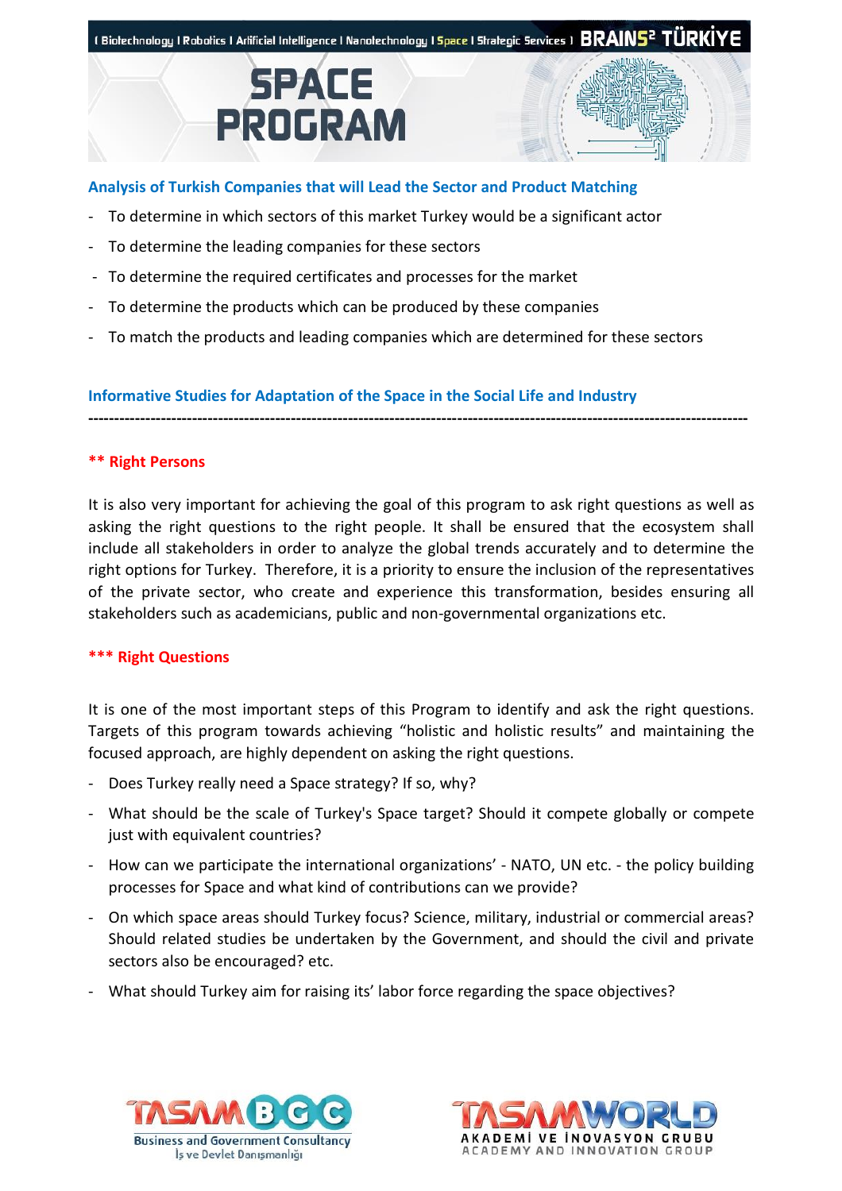# SPACE PROGRAM

## Analysis of Turkish Companies that will Lead the Sector and Product Matching

- To determine in which sectors of this market Turkey would be a significant actor
- To determine the leading companies for these sectors
- To determine the required certificates and processes for the market
- To determine the products which can be produced by these companies
- To match the products and leading companies which are determined for these sectors

## Informative Studies for Adaptation of the Space in the Social Life and Industry

---

### ** Right Persons

It is also very important for achieving the goal of this program to ask right questions as well as asking the right questions to the right people. It shall be ensured that the ecosystem shall include all stakeholders in order to analyze the global trends accurately and to determine the right options for Turkey. Therefore, it is a priority to ensure the inclusion of the representatives of the private sector, who create and experience this transformation, besides ensuring all stakeholders such as academicians, public and non-governmental organizations etc.

### *** Right Questions

It is one of the most important steps of this Program to identify and ask the right questions. Targets of this program towards achieving "holistic and holistic results" and maintaining the focused approach, are highly dependent on asking the right questions.

- Does Turkey really need a Space strategy? If so, why?
- What should be the scale of Turkey's Space target? Should it compete globally or compete just with equivalent countries?
- How can we participate the international organizations' - NATO, UN etc. - the policy building processes for Space and what kind of contributions can we provide?
- On which space areas should Turkey focus? Science, military, industrial or commercial areas? Should related studies be undertaken by the Government, and should the civil and private sectors also be encouraged? etc.
- What should Turkey aim for raising its' labor force regarding the space objectives?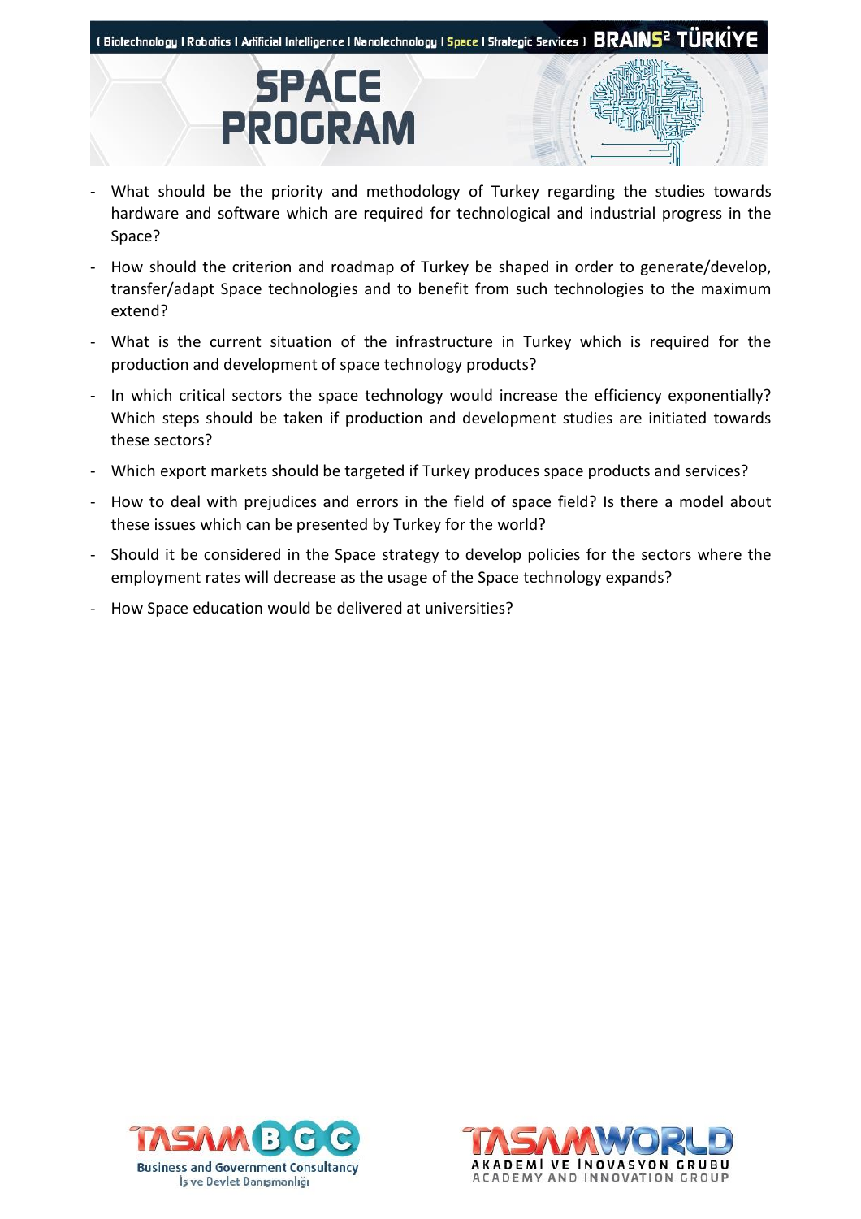# SPACE PROGRAM

- What should be the priority and methodology of Turkey regarding the studies towards hardware and software which are required for technological and industrial progress in the Space?
- How should the criterion and roadmap of Turkey be shaped in order to generate/develop, transfer/adapt Space technologies and to benefit from such technologies to the maximum extend?
- What is the current situation of the infrastructure in Turkey which is required for the production and development of space technology products?
- In which critical sectors the space technology would increase the efficiency exponentially? Which steps should be taken if production and development studies are initiated towards these sectors?
- Which export markets should be targeted if Turkey produces space products and services?
- How to deal with prejudices and errors in the field of space field? Is there a model about these issues which can be presented by Turkey for the world?
- Should it be considered in the Space strategy to develop policies for the sectors where the employment rates will decrease as the usage of the Space technology expands?
- How Space education would be delivered at universities?